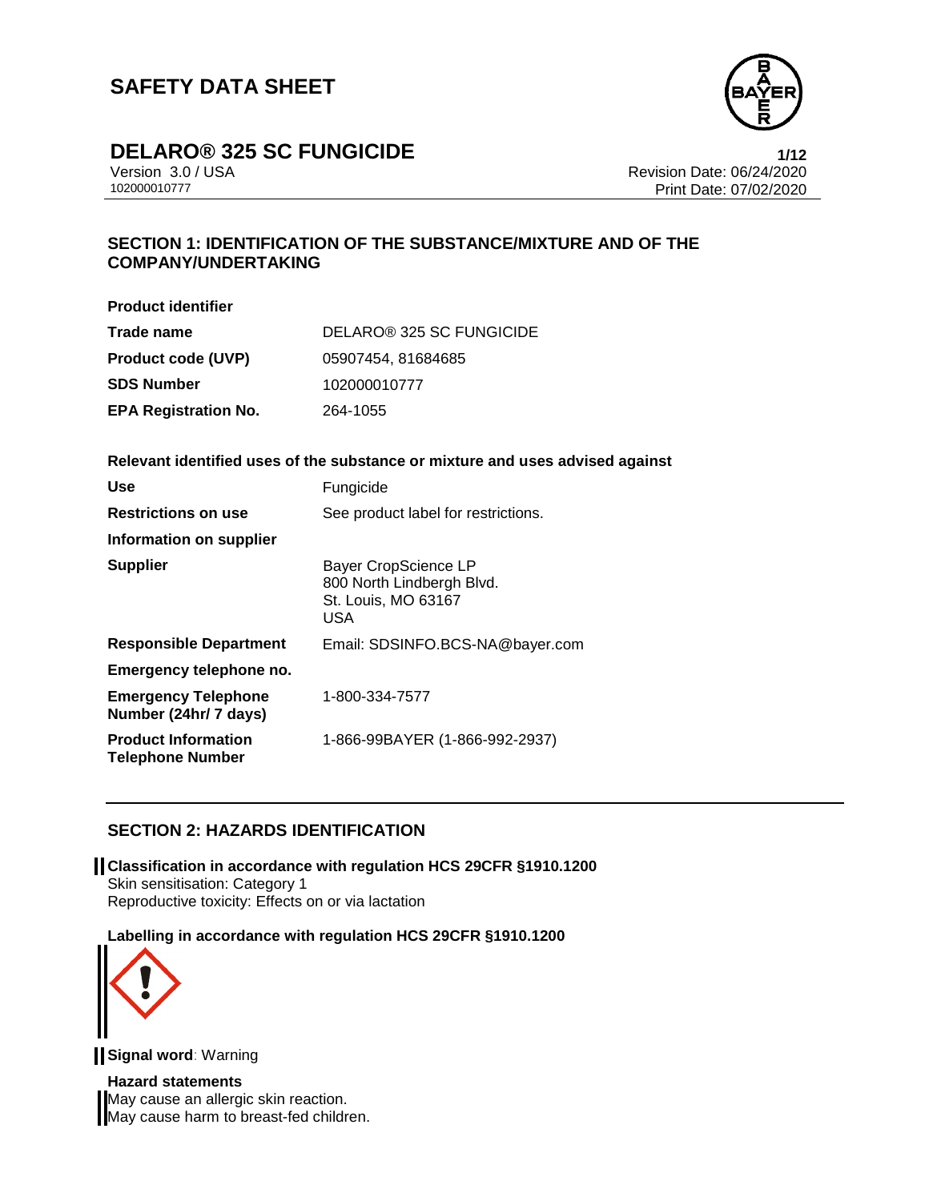# SAFETY DATA SHEET

# DELARO® 325 SC FUNGICIDE

Version 3.0 / USA
102000010777

Revision Date: 06/24/2020
Print Date: 07/02/2020

## SECTION 1: IDENTIFICATION OF THE SUBSTANCE/MIXTURE AND OF THE COMPANY/UNDERTAKING

**Product identifier**

| | |
|---|---|
| **Trade name** | DELARO® 325 SC FUNGICIDE |
| **Product code (UVP)** | 05907454, 81684685 |
| **SDS Number** | 102000010777 |
| **EPA Registration No.** | 264-1055 |

**Relevant identified uses of the substance or mixture and uses advised against**

| | |
|---|---|
| **Use** | Fungicide |
| **Restrictions on use** | See product label for restrictions. |
| **Information on supplier** | |
| **Supplier** | Bayer CropScience LP<br>800 North Lindbergh Blvd.<br>St. Louis, MO 63167<br>USA |
| **Responsible Department** | Email: SDSINFO.BCS-NA@bayer.com |
| **Emergency telephone no.** | |
| **Emergency Telephone Number (24hr/ 7 days)** | 1-800-334-7577 |
| **Product Information Telephone Number** | 1-866-99BAYER (1-866-992-2937) |

## SECTION 2: HAZARDS IDENTIFICATION

**Classification in accordance with regulation HCS 29CFR §1910.1200**
Skin sensitisation: Category 1
Reproductive toxicity: Effects on or via lactation

**Labelling in accordance with regulation HCS 29CFR §1910.1200**

**Signal word**: Warning

**Hazard statements**
May cause an allergic skin reaction.
May cause harm to breast-fed children.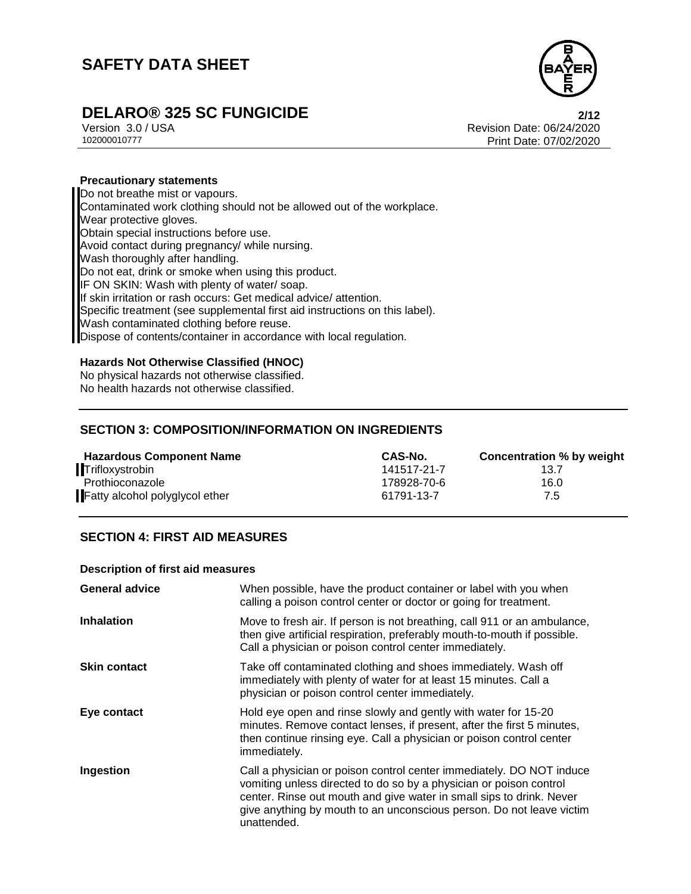**Precautionary statements**

Do not breathe mist or vapours.
Contaminated work clothing should not be allowed out of the workplace.
Wear protective gloves.
Obtain special instructions before use.
Avoid contact during pregnancy/ while nursing.
Wash thoroughly after handling.
Do not eat, drink or smoke when using this product.
IF ON SKIN: Wash with plenty of water/ soap.
If skin irritation or rash occurs: Get medical advice/ attention.
Specific treatment (see supplemental first aid instructions on this label).
Wash contaminated clothing before reuse.
Dispose of contents/container in accordance with local regulation.

**Hazards Not Otherwise Classified (HNOC)**

No physical hazards not otherwise classified.
No health hazards not otherwise classified.

## SECTION 3: COMPOSITION/INFORMATION ON INGREDIENTS

| Hazardous Component Name | CAS-No. | Concentration % by weight |
|---|---|---|
| Trifloxystrobin | 141517-21-7 | 13.7 |
| Prothioconazole | 178928-70-6 | 16.0 |
| Fatty alcohol polyglycol ether | 61791-13-7 | 7.5 |

## SECTION 4: FIRST AID MEASURES

**Description of first aid measures**

| | |
|---|---|
| **General advice** | When possible, have the product container or label with you when calling a poison control center or doctor or going for treatment. |
| **Inhalation** | Move to fresh air. If person is not breathing, call 911 or an ambulance, then give artificial respiration, preferably mouth-to-mouth if possible. Call a physician or poison control center immediately. |
| **Skin contact** | Take off contaminated clothing and shoes immediately. Wash off immediately with plenty of water for at least 15 minutes. Call a physician or poison control center immediately. |
| **Eye contact** | Hold eye open and rinse slowly and gently with water for 15-20 minutes. Remove contact lenses, if present, after the first 5 minutes, then continue rinsing eye. Call a physician or poison control center immediately. |
| **Ingestion** | Call a physician or poison control center immediately. DO NOT induce vomiting unless directed to do so by a physician or poison control center. Rinse out mouth and give water in small sips to drink. Never give anything by mouth to an unconscious person. Do not leave victim unattended. |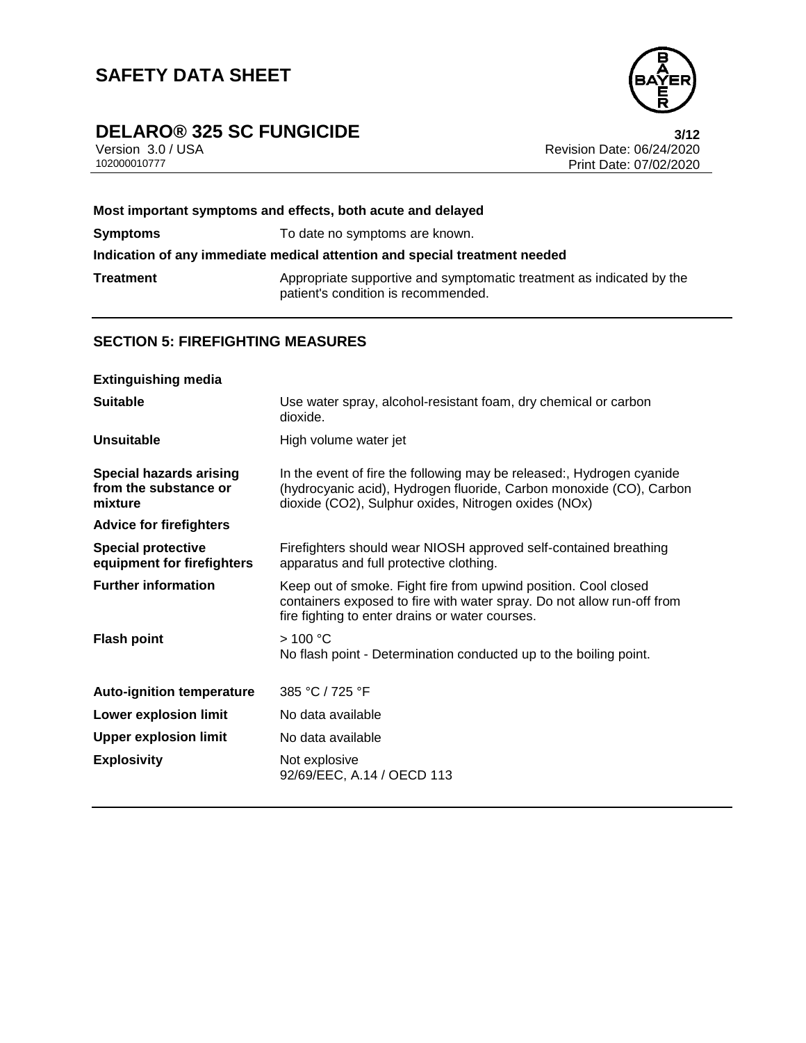**Most important symptoms and effects, both acute and delayed**

| | |
|---|---|
| **Symptoms** | To date no symptoms are known. |

**Indication of any immediate medical attention and special treatment needed**

| | |
|---|---|
| **Treatment** | Appropriate supportive and symptomatic treatment as indicated by the patient's condition is recommended. |

## SECTION 5: FIREFIGHTING MEASURES

**Extinguishing media**

| | |
|---|---|
| **Suitable** | Use water spray, alcohol-resistant foam, dry chemical or carbon dioxide. |
| **Unsuitable** | High volume water jet |
| **Special hazards arising from the substance or mixture** | In the event of fire the following may be released:, Hydrogen cyanide (hydrocyanic acid), Hydrogen fluoride, Carbon monoxide (CO), Carbon dioxide (CO2), Sulphur oxides, Nitrogen oxides (NOx) |

**Advice for firefighters**

| | |
|---|---|
| **Special protective equipment for firefighters** | Firefighters should wear NIOSH approved self-contained breathing apparatus and full protective clothing. |
| **Further information** | Keep out of smoke. Fight fire from upwind position. Cool closed containers exposed to fire with water spray. Do not allow run-off from fire fighting to enter drains or water courses. |
| **Flash point** | > 100 °C<br>No flash point - Determination conducted up to the boiling point. |
| **Auto-ignition temperature** | 385 °C / 725 °F |
| **Lower explosion limit** | No data available |
| **Upper explosion limit** | No data available |
| **Explosivity** | Not explosive<br>92/69/EEC, A.14 / OECD 113 |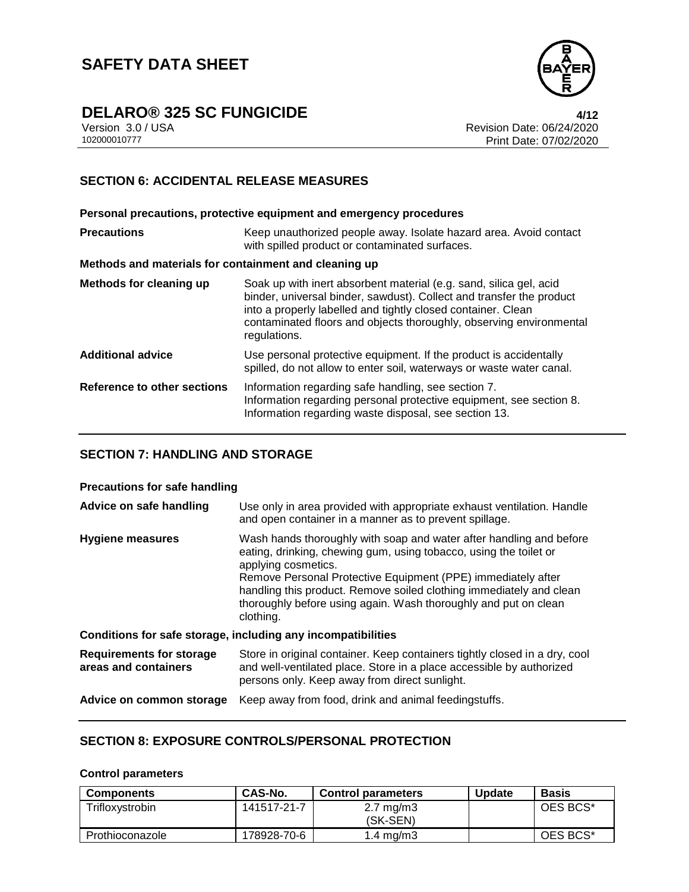## SECTION 6: ACCIDENTAL RELEASE MEASURES

**Personal precautions, protective equipment and emergency procedures**

| | |
|---|---|
| **Precautions** | Keep unauthorized people away. Isolate hazard area. Avoid contact with spilled product or contaminated surfaces. |

**Methods and materials for containment and cleaning up**

| | |
|---|---|
| **Methods for cleaning up** | Soak up with inert absorbent material (e.g. sand, silica gel, acid binder, universal binder, sawdust). Collect and transfer the product into a properly labelled and tightly closed container. Clean contaminated floors and objects thoroughly, observing environmental regulations. |
| **Additional advice** | Use personal protective equipment. If the product is accidentally spilled, do not allow to enter soil, waterways or waste water canal. |
| **Reference to other sections** | Information regarding safe handling, see section 7.<br>Information regarding personal protective equipment, see section 8.<br>Information regarding waste disposal, see section 13. |

## SECTION 7: HANDLING AND STORAGE

**Precautions for safe handling**

| | |
|---|---|
| **Advice on safe handling** | Use only in area provided with appropriate exhaust ventilation. Handle and open container in a manner as to prevent spillage. |
| **Hygiene measures** | Wash hands thoroughly with soap and water after handling and before eating, drinking, chewing gum, using tobacco, using the toilet or applying cosmetics.<br>Remove Personal Protective Equipment (PPE) immediately after handling this product. Remove soiled clothing immediately and clean thoroughly before using again. Wash thoroughly and put on clean clothing. |

**Conditions for safe storage, including any incompatibilities**

| | |
|---|---|
| **Requirements for storage areas and containers** | Store in original container. Keep containers tightly closed in a dry, cool and well-ventilated place. Store in a place accessible by authorized persons only. Keep away from direct sunlight. |
| **Advice on common storage** | Keep away from food, drink and animal feedingstuffs. |

## SECTION 8: EXPOSURE CONTROLS/PERSONAL PROTECTION

**Control parameters**

| Components | CAS-No. | Control parameters | Update | Basis |
|---|---|---|---|---|
| Trifloxystrobin | 141517-21-7 | 2.7 mg/m3 (SK-SEN) | | OES BCS* |
| Prothioconazole | 178928-70-6 | 1.4 mg/m3 | | OES BCS* |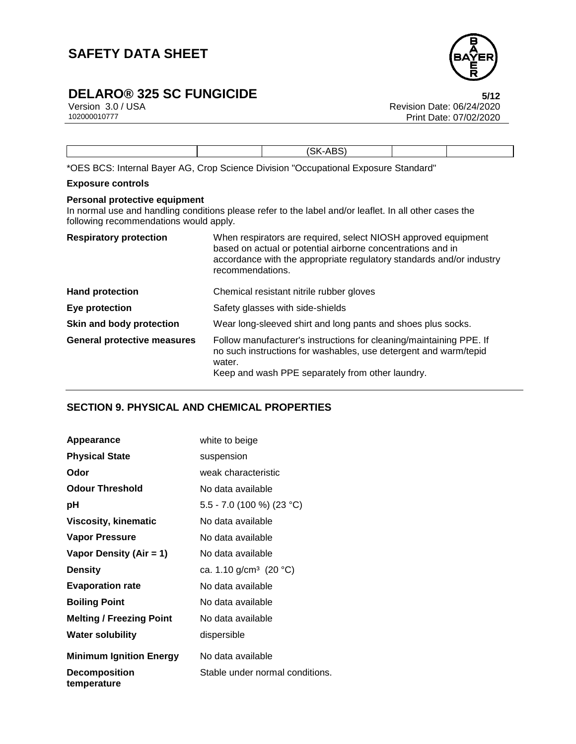| | | (SK-ABS) | | |
|---|---|---|---|---|

*OES BCS: Internal Bayer AG, Crop Science Division "Occupational Exposure Standard"

**Exposure controls**

**Personal protective equipment**

In normal use and handling conditions please refer to the label and/or leaflet. In all other cases the following recommendations would apply.

| | |
|---|---|
| **Respiratory protection** | When respirators are required, select NIOSH approved equipment based on actual or potential airborne concentrations and in accordance with the appropriate regulatory standards and/or industry recommendations. |
| **Hand protection** | Chemical resistant nitrile rubber gloves |
| **Eye protection** | Safety glasses with side-shields |
| **Skin and body protection** | Wear long-sleeved shirt and long pants and shoes plus socks. |
| **General protective measures** | Follow manufacturer's instructions for cleaning/maintaining PPE. If no such instructions for washables, use detergent and warm/tepid water.<br>Keep and wash PPE separately from other laundry. |

## SECTION 9. PHYSICAL AND CHEMICAL PROPERTIES

| | |
|---|---|
| **Appearance** | white to beige |
| **Physical State** | suspension |
| **Odor** | weak characteristic |
| **Odour Threshold** | No data available |
| **pH** | 5.5 - 7.0 (100 %) (23 °C) |
| **Viscosity, kinematic** | No data available |
| **Vapor Pressure** | No data available |
| **Vapor Density (Air = 1)** | No data available |
| **Density** | ca. 1.10 g/cm³ (20 °C) |
| **Evaporation rate** | No data available |
| **Boiling Point** | No data available |
| **Melting / Freezing Point** | No data available |
| **Water solubility** | dispersible |
| **Minimum Ignition Energy** | No data available |
| **Decomposition temperature** | Stable under normal conditions. |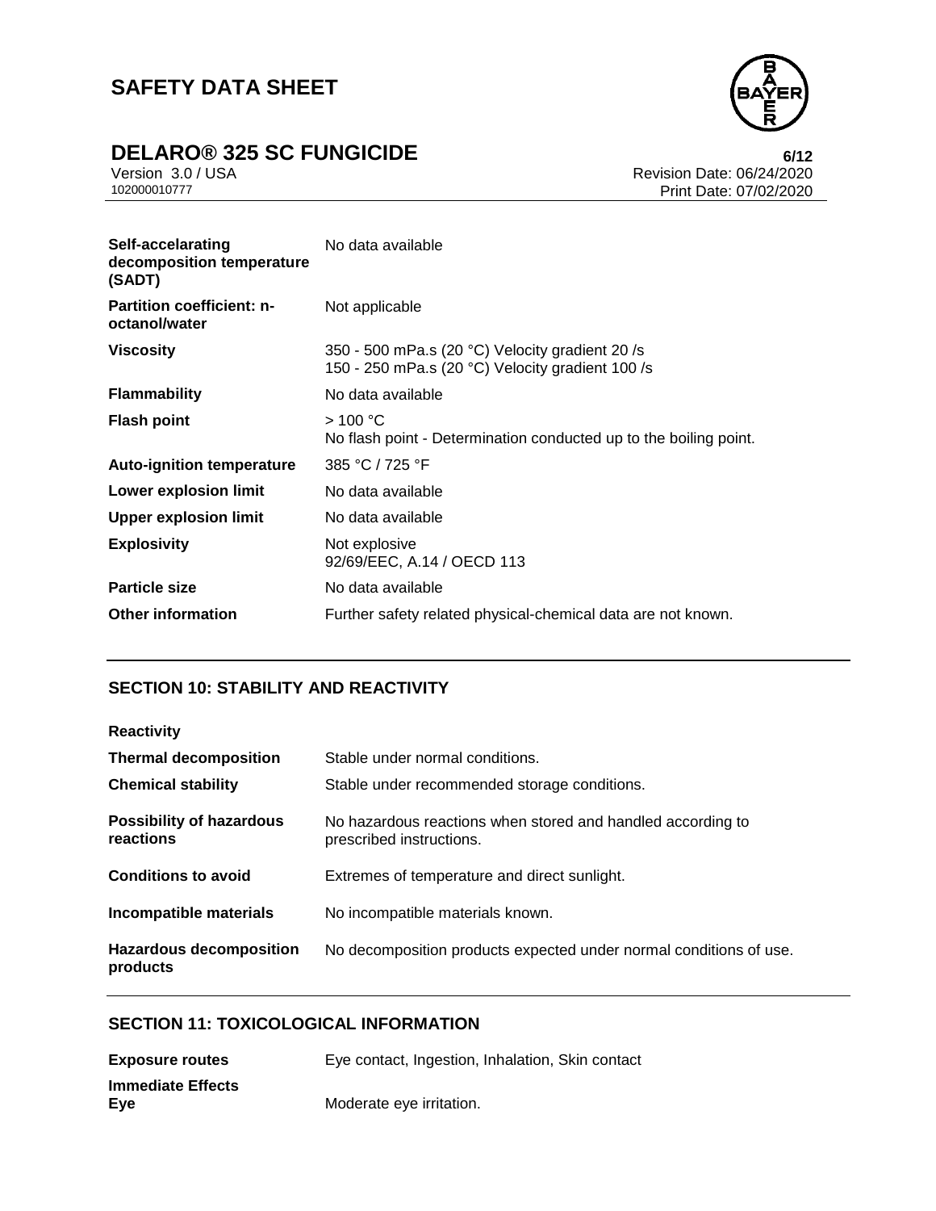| | |
|---|---|
| **Self-accelarating decomposition temperature (SADT)** | No data available |
| **Partition coefficient: n-octanol/water** | Not applicable |
| **Viscosity** | 350 - 500 mPa.s (20 °C) Velocity gradient 20 /s<br>150 - 250 mPa.s (20 °C) Velocity gradient 100 /s |
| **Flammability** | No data available |
| **Flash point** | > 100 °C<br>No flash point - Determination conducted up to the boiling point. |
| **Auto-ignition temperature** | 385 °C / 725 °F |
| **Lower explosion limit** | No data available |
| **Upper explosion limit** | No data available |
| **Explosivity** | Not explosive<br>92/69/EEC, A.14 / OECD 113 |
| **Particle size** | No data available |
| **Other information** | Further safety related physical-chemical data are not known. |

## SECTION 10: STABILITY AND REACTIVITY

| | |
|---|---|
| **Reactivity** | |
| **Thermal decomposition** | Stable under normal conditions. |
| **Chemical stability** | Stable under recommended storage conditions. |
| **Possibility of hazardous reactions** | No hazardous reactions when stored and handled according to prescribed instructions. |
| **Conditions to avoid** | Extremes of temperature and direct sunlight. |
| **Incompatible materials** | No incompatible materials known. |
| **Hazardous decomposition products** | No decomposition products expected under normal conditions of use. |

## SECTION 11: TOXICOLOGICAL INFORMATION

| | |
|---|---|
| **Exposure routes** | Eye contact, Ingestion, Inhalation, Skin contact |
| **Immediate Effects** | |
| **Eye** | Moderate eye irritation. |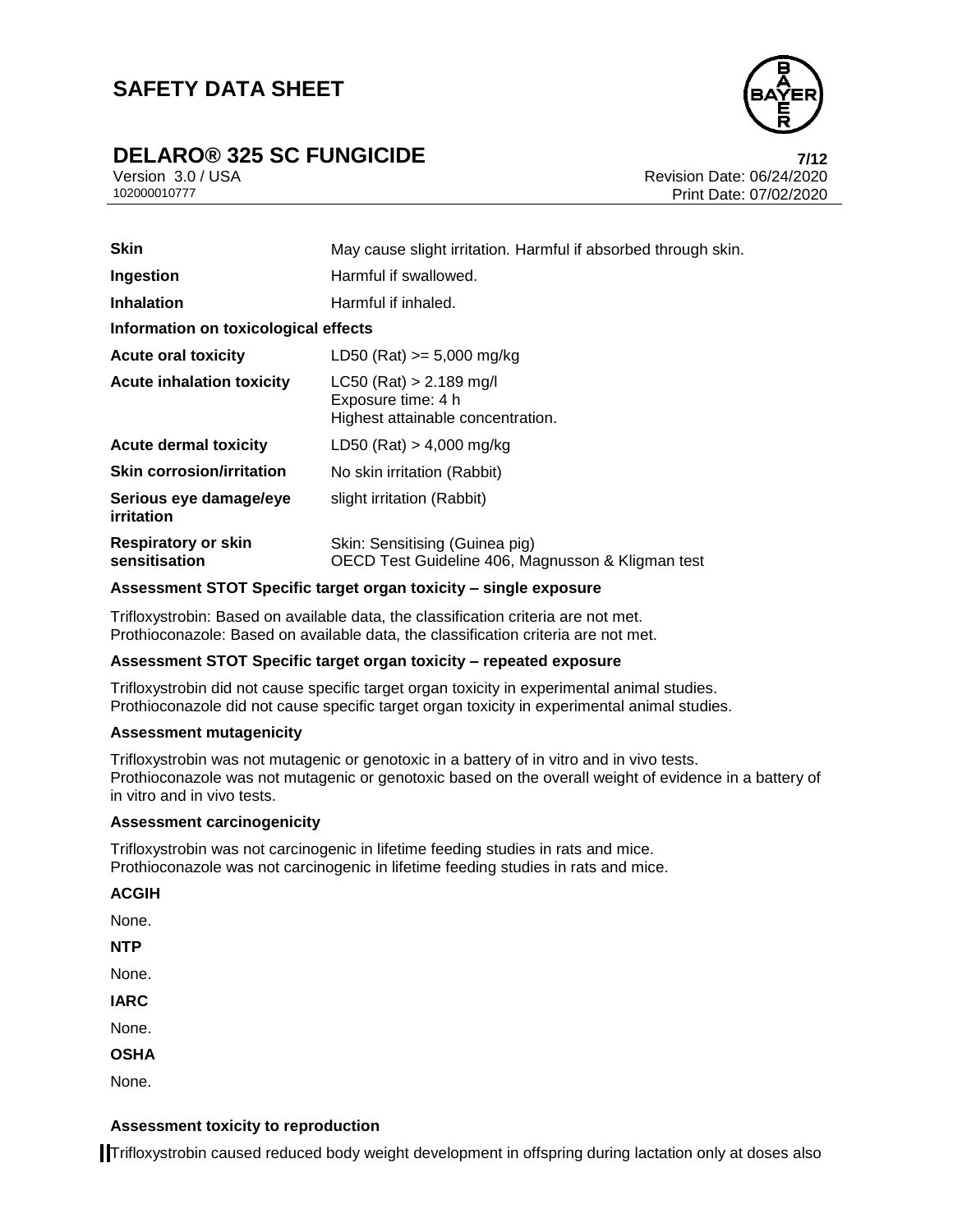| | |
|---|---|
| **Skin** | May cause slight irritation. Harmful if absorbed through skin. |
| **Ingestion** | Harmful if swallowed. |
| **Inhalation** | Harmful if inhaled. |

**Information on toxicological effects**

| | |
|---|---|
| **Acute oral toxicity** | LD50 (Rat) >= 5,000 mg/kg |
| **Acute inhalation toxicity** | LC50 (Rat) > 2.189 mg/l<br>Exposure time: 4 h<br>Highest attainable concentration. |
| **Acute dermal toxicity** | LD50 (Rat) > 4,000 mg/kg |
| **Skin corrosion/irritation** | No skin irritation (Rabbit) |
| **Serious eye damage/eye irritation** | slight irritation (Rabbit) |
| **Respiratory or skin sensitisation** | Skin: Sensitising (Guinea pig)<br>OECD Test Guideline 406, Magnusson & Kligman test |

**Assessment STOT Specific target organ toxicity – single exposure**

Trifloxystrobin: Based on available data, the classification criteria are not met.
Prothioconazole: Based on available data, the classification criteria are not met.

**Assessment STOT Specific target organ toxicity – repeated exposure**

Trifloxystrobin did not cause specific target organ toxicity in experimental animal studies.
Prothioconazole did not cause specific target organ toxicity in experimental animal studies.

**Assessment mutagenicity**

Trifloxystrobin was not mutagenic or genotoxic in a battery of in vitro and in vivo tests.
Prothioconazole was not mutagenic or genotoxic based on the overall weight of evidence in a battery of in vitro and in vivo tests.

**Assessment carcinogenicity**

Trifloxystrobin was not carcinogenic in lifetime feeding studies in rats and mice.
Prothioconazole was not carcinogenic in lifetime feeding studies in rats and mice.

**ACGIH**

None.

**NTP**

None.

**IARC**

None.

**OSHA**

None.

**Assessment toxicity to reproduction**

Trifloxystrobin caused reduced body weight development in offspring during lactation only at doses also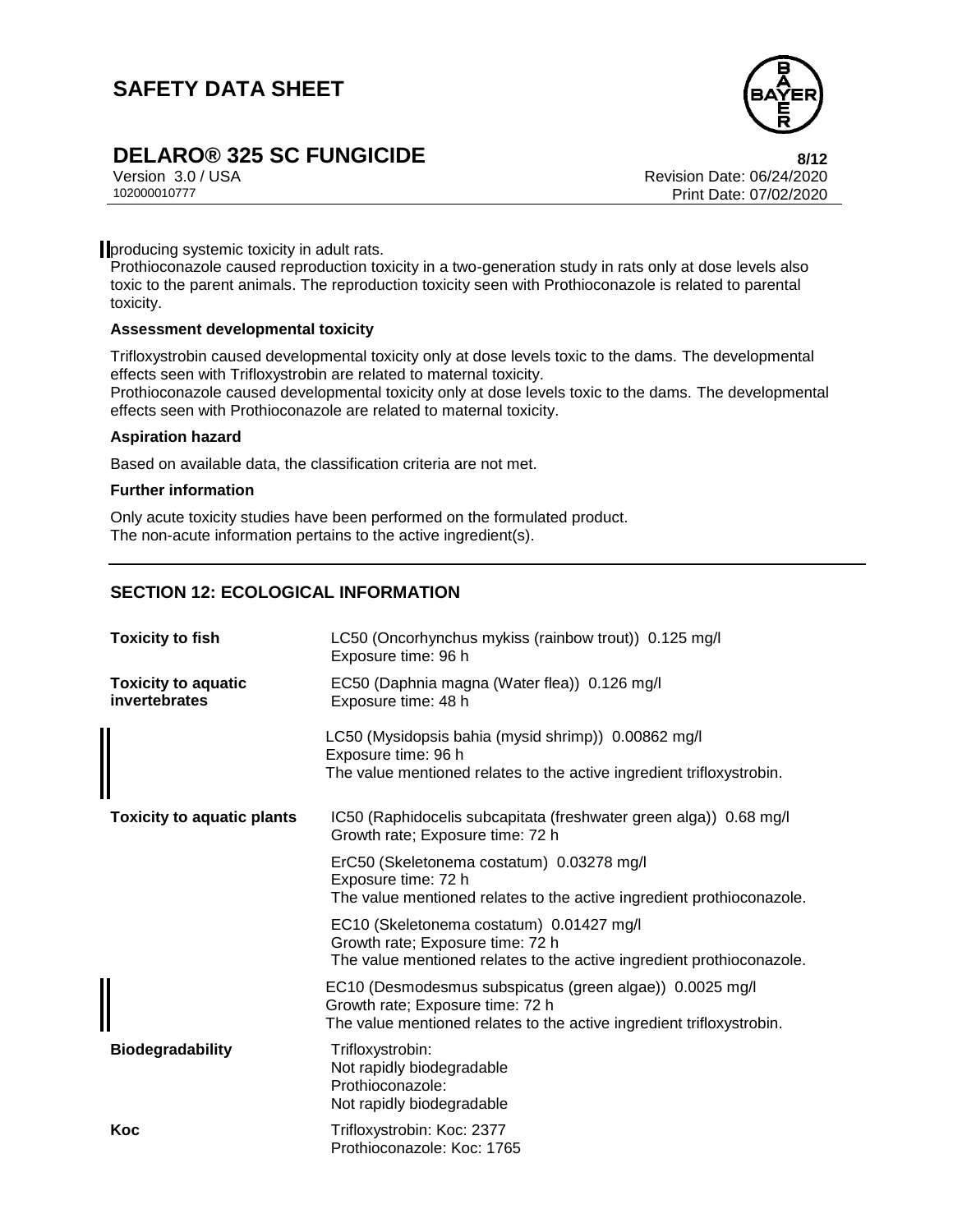producing systemic toxicity in adult rats.
Prothioconazole caused reproduction toxicity in a two-generation study in rats only at dose levels also toxic to the parent animals. The reproduction toxicity seen with Prothioconazole is related to parental toxicity.

**Assessment developmental toxicity**

Trifloxystrobin caused developmental toxicity only at dose levels toxic to the dams. The developmental effects seen with Trifloxystrobin are related to maternal toxicity.
Prothioconazole caused developmental toxicity only at dose levels toxic to the dams. The developmental effects seen with Prothioconazole are related to maternal toxicity.

**Aspiration hazard**

Based on available data, the classification criteria are not met.

**Further information**

Only acute toxicity studies have been performed on the formulated product.
The non-acute information pertains to the active ingredient(s).

## SECTION 12: ECOLOGICAL INFORMATION

| | |
|---|---|
| **Toxicity to fish** | LC50 (Oncorhynchus mykiss (rainbow trout)) 0.125 mg/l<br>Exposure time: 96 h |
| **Toxicity to aquatic invertebrates** | EC50 (Daphnia magna (Water flea)) 0.126 mg/l<br>Exposure time: 48 h |
| | LC50 (Mysidopsis bahia (mysid shrimp)) 0.00862 mg/l<br>Exposure time: 96 h<br>The value mentioned relates to the active ingredient trifloxystrobin. |
| **Toxicity to aquatic plants** | IC50 (Raphidocelis subcapitata (freshwater green alga)) 0.68 mg/l<br>Growth rate; Exposure time: 72 h |
| | ErC50 (Skeletonema costatum) 0.03278 mg/l<br>Exposure time: 72 h<br>The value mentioned relates to the active ingredient prothioconazole. |
| | EC10 (Skeletonema costatum) 0.01427 mg/l<br>Growth rate; Exposure time: 72 h<br>The value mentioned relates to the active ingredient prothioconazole. |
| | EC10 (Desmodesmus subspicatus (green algae)) 0.0025 mg/l<br>Growth rate; Exposure time: 72 h<br>The value mentioned relates to the active ingredient trifloxystrobin. |
| **Biodegradability** | Trifloxystrobin:<br>Not rapidly biodegradable<br>Prothioconazole:<br>Not rapidly biodegradable |
| **Koc** | Trifloxystrobin: Koc: 2377<br>Prothioconazole: Koc: 1765 |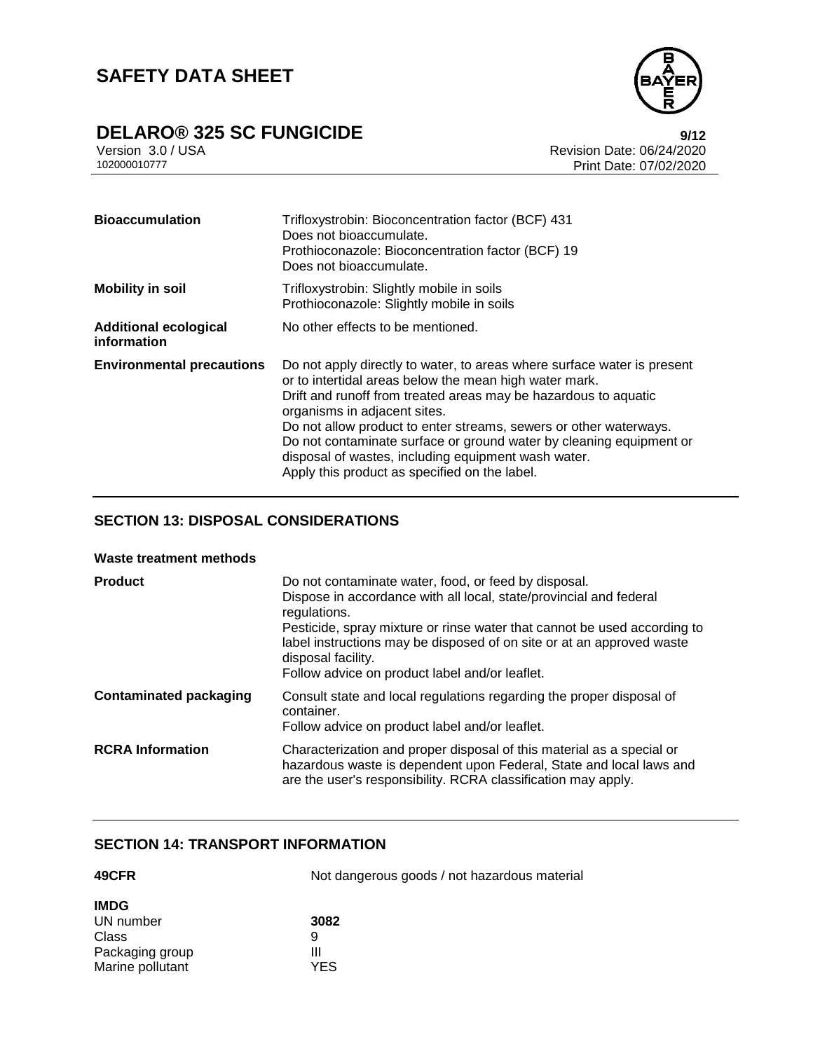| | |
|---|---|
| **Bioaccumulation** | Trifloxystrobin: Bioconcentration factor (BCF) 431<br>Does not bioaccumulate.<br>Prothioconazole: Bioconcentration factor (BCF) 19<br>Does not bioaccumulate. |
| **Mobility in soil** | Trifloxystrobin: Slightly mobile in soils<br>Prothioconazole: Slightly mobile in soils |
| **Additional ecological information** | No other effects to be mentioned. |
| **Environmental precautions** | Do not apply directly to water, to areas where surface water is present or to intertidal areas below the mean high water mark.<br>Drift and runoff from treated areas may be hazardous to aquatic organisms in adjacent sites.<br>Do not allow product to enter streams, sewers or other waterways.<br>Do not contaminate surface or ground water by cleaning equipment or disposal of wastes, including equipment wash water.<br>Apply this product as specified on the label. |

## SECTION 13: DISPOSAL CONSIDERATIONS

**Waste treatment methods**

| | |
|---|---|
| **Product** | Do not contaminate water, food, or feed by disposal.<br>Dispose in accordance with all local, state/provincial and federal regulations.<br>Pesticide, spray mixture or rinse water that cannot be used according to label instructions may be disposed of on site or at an approved waste disposal facility.<br>Follow advice on product label and/or leaflet. |
| **Contaminated packaging** | Consult state and local regulations regarding the proper disposal of container.<br>Follow advice on product label and/or leaflet. |
| **RCRA Information** | Characterization and proper disposal of this material as a special or hazardous waste is dependent upon Federal, State and local laws and are the user's responsibility. RCRA classification may apply. |

## SECTION 14: TRANSPORT INFORMATION

| | |
|---|---|
| **49CFR** | Not dangerous goods / not hazardous material |

**IMDG**

| | |
|---|---|
| UN number | **3082** |
| Class | 9 |
| Packaging group | III |
| Marine pollutant | YES |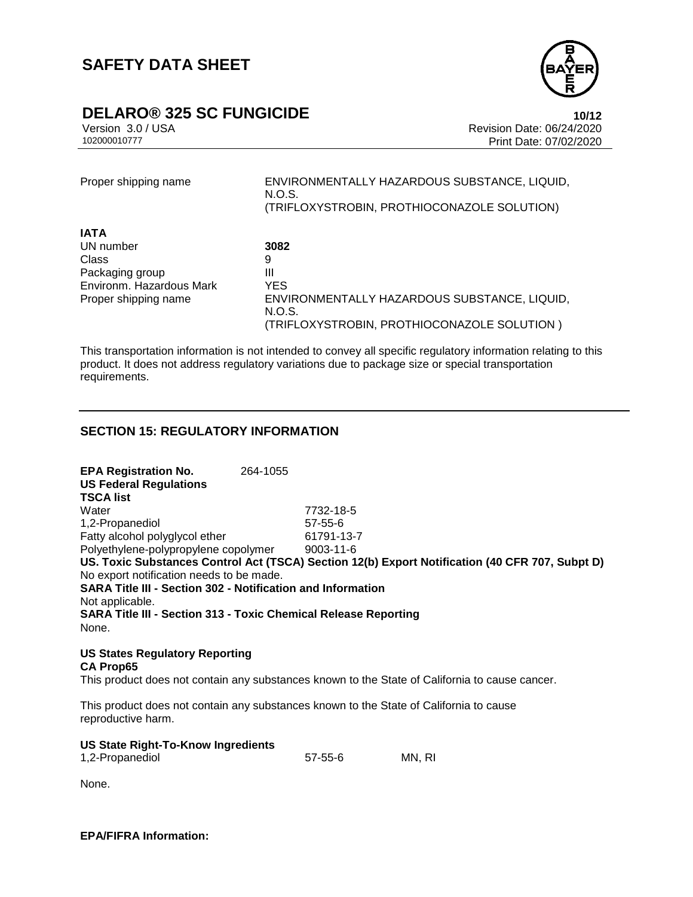| | |
|---|---|
| Proper shipping name | ENVIRONMENTALLY HAZARDOUS SUBSTANCE, LIQUID, N.O.S. (TRIFLOXYSTROBIN, PROTHIOCONAZOLE SOLUTION) |

**IATA**

| | |
|---|---|
| UN number | **3082** |
| Class | 9 |
| Packaging group | III |
| Environm. Hazardous Mark | YES |
| Proper shipping name | ENVIRONMENTALLY HAZARDOUS SUBSTANCE, LIQUID, N.O.S. (TRIFLOXYSTROBIN, PROTHIOCONAZOLE SOLUTION ) |

This transportation information is not intended to convey all specific regulatory information relating to this product. It does not address regulatory variations due to package size or special transportation requirements.

## SECTION 15: REGULATORY INFORMATION

**EPA Registration No.** 264-1055

**US Federal Regulations**

**TSCA list**

| | |
|---|---|
| Water | 7732-18-5 |
| 1,2-Propanediol | 57-55-6 |
| Fatty alcohol polyglycol ether | 61791-13-7 |
| Polyethylene-polypropylene copolymer | 9003-11-6 |

**US. Toxic Substances Control Act (TSCA) Section 12(b) Export Notification (40 CFR 707, Subpt D)**

No export notification needs to be made.

**SARA Title III - Section 302 - Notification and Information**

Not applicable.

**SARA Title III - Section 313 - Toxic Chemical Release Reporting**

None.

**US States Regulatory Reporting**

**CA Prop65**

This product does not contain any substances known to the State of California to cause cancer.

This product does not contain any substances known to the State of California to cause reproductive harm.

**US State Right-To-Know Ingredients**

| | | |
|---|---|---|
| 1,2-Propanediol | 57-55-6 | MN, RI |

None.

**EPA/FIFRA Information:**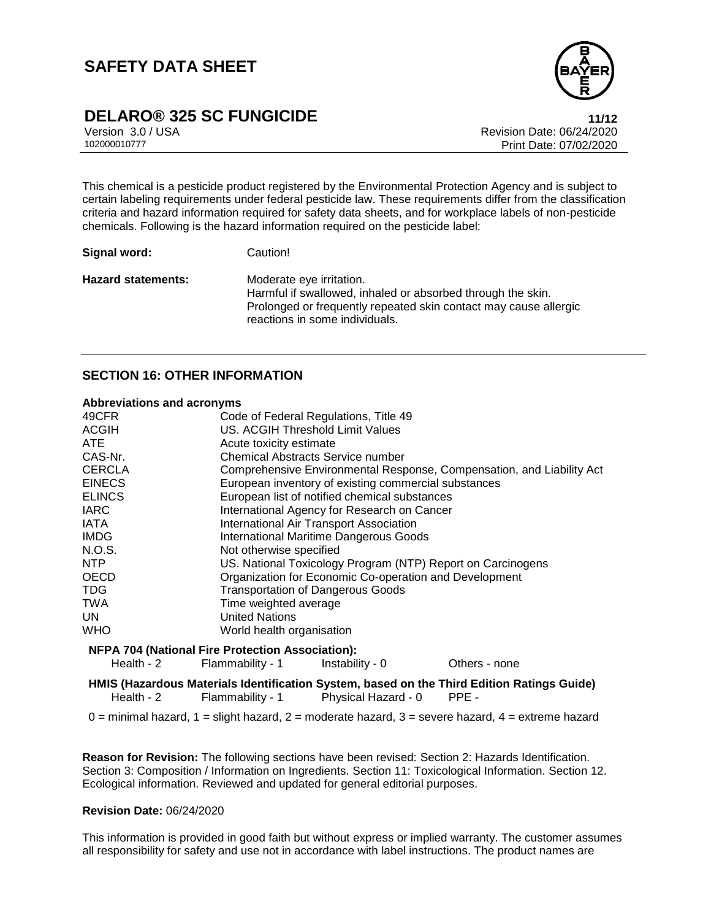This chemical is a pesticide product registered by the Environmental Protection Agency and is subject to certain labeling requirements under federal pesticide law. These requirements differ from the classification criteria and hazard information required for safety data sheets, and for workplace labels of non-pesticide chemicals. Following is the hazard information required on the pesticide label:

| | |
|---|---|
| **Signal word:** | Caution! |
| **Hazard statements:** | Moderate eye irritation.<br>Harmful if swallowed, inhaled or absorbed through the skin.<br>Prolonged or frequently repeated skin contact may cause allergic reactions in some individuals. |

## SECTION 16: OTHER INFORMATION

**Abbreviations and acronyms**

| | |
|---|---|
| 49CFR | Code of Federal Regulations, Title 49 |
| ACGIH | US. ACGIH Threshold Limit Values |
| ATE | Acute toxicity estimate |
| CAS-Nr. | Chemical Abstracts Service number |
| CERCLA | Comprehensive Environmental Response, Compensation, and Liability Act |
| EINECS | European inventory of existing commercial substances |
| ELINCS | European list of notified chemical substances |
| IARC | International Agency for Research on Cancer |
| IATA | International Air Transport Association |
| IMDG | International Maritime Dangerous Goods |
| N.O.S. | Not otherwise specified |
| NTP | US. National Toxicology Program (NTP) Report on Carcinogens |
| OECD | Organization for Economic Co-operation and Development |
| TDG | Transportation of Dangerous Goods |
| TWA | Time weighted average |
| UN | United Nations |
| WHO | World health organisation |

**NFPA 704 (National Fire Protection Association):**

| | | | |
|---|---|---|---|
| Health - 2 | Flammability - 1 | Instability - 0 | Others - none |

**HMIS (Hazardous Materials Identification System, based on the Third Edition Ratings Guide)**

| | | | |
|---|---|---|---|
| Health - 2 | Flammability - 1 | Physical Hazard - 0 | PPE - |

0 = minimal hazard, 1 = slight hazard, 2 = moderate hazard, 3 = severe hazard, 4 = extreme hazard

**Reason for Revision:** The following sections have been revised: Section 2: Hazards Identification. Section 3: Composition / Information on Ingredients. Section 11: Toxicological Information. Section 12. Ecological information. Reviewed and updated for general editorial purposes.

**Revision Date:** 06/24/2020

This information is provided in good faith but without express or implied warranty. The customer assumes all responsibility for safety and use not in accordance with label instructions. The product names are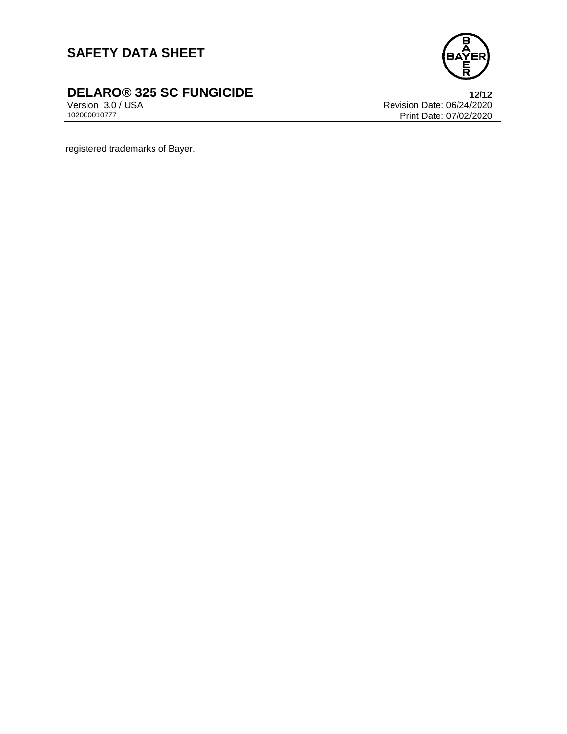registered trademarks of Bayer.